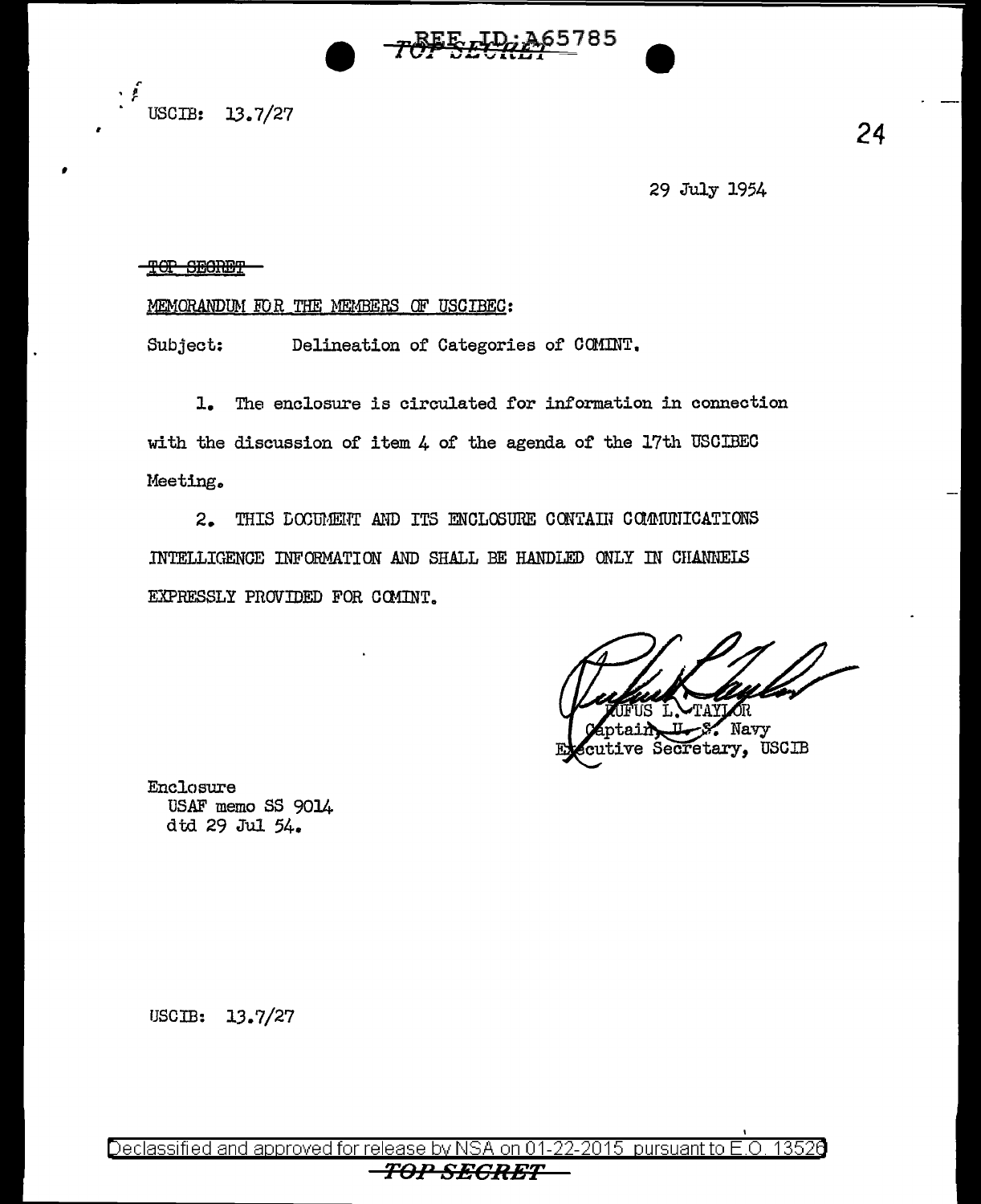USCIB: 13.7/27

29 July 1954

TOP SECRET

MEMORANDUM FOR THE MEMBERS OF USCIBEC:

Subject: Delineation of Categories of COMINT.

1. The enclosure is circulated for information in connection with the discussion of item 4 of the agenda of the 17th USCIBEC Meeting.

2. THIS DOCUMENT AND ITS ENCLOSURE CONTAIN COMMUNICATIONS INTELLIGENCE INFORMATION AND SHALL BE HANDLED ONLY IN CHANNELS EXPRESSLY PROVIDED FOR COMINT.

RUFUS L. TAYLOR
Captain, U. S. Navy
Executive Secretary, USCIB

Enclosure
USAF memo SS 9014
dtd 29 Jul 54.

USCIB: 13.7/27

Declassified and approved for release by NSA on 01-22-2015 pursuant to E.O. 13526

TOP SECRET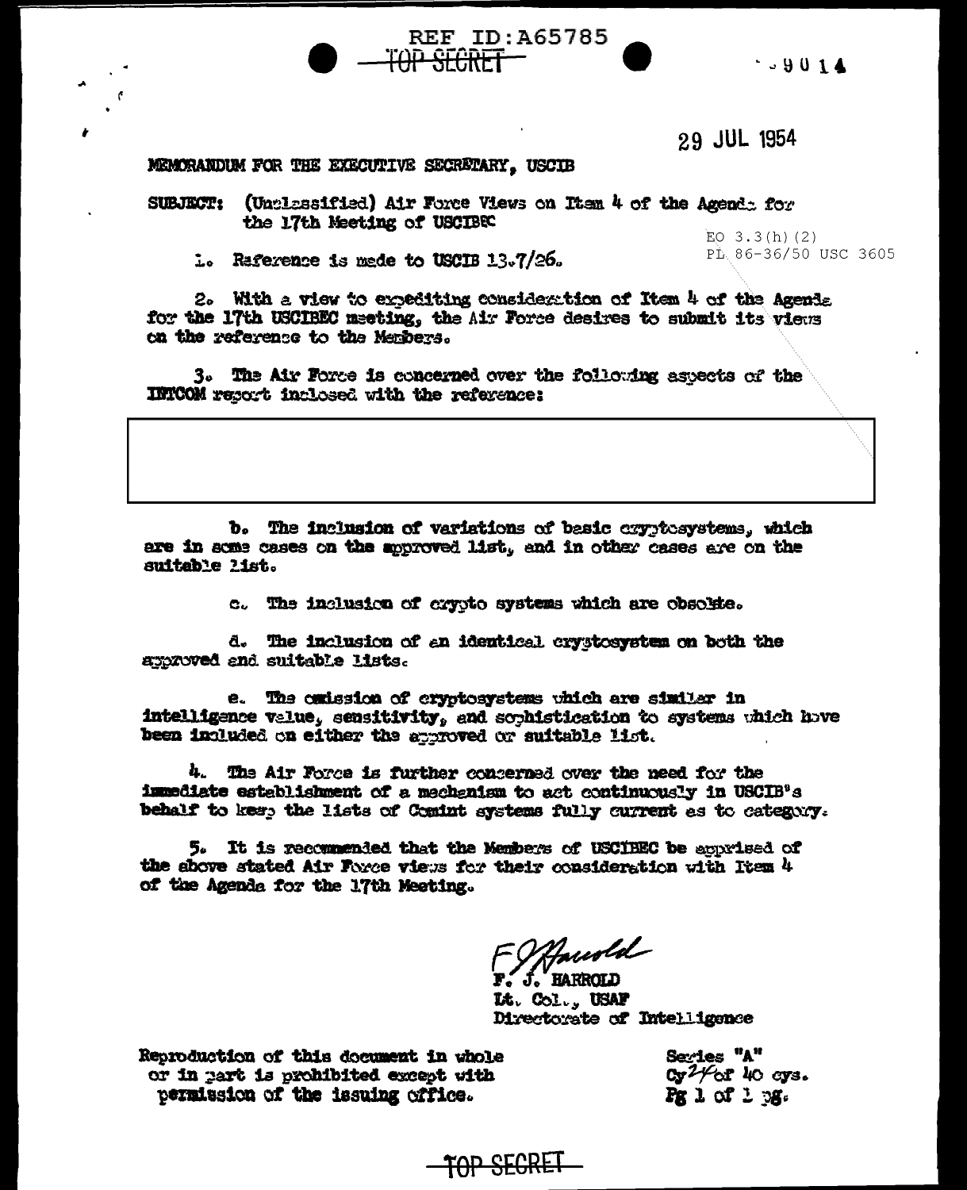REF ID:A65785
~~TOP SECRET~~

- 9014

29 JUL 1954

MEMORANDUM FOR THE EXECUTIVE SECRETARY, USCIB

SUBJECT: (Unclassified) Air Force Views on Item 4 of the Agenda for the 17th Meeting of USCIBEC

EO 3.3(h)(2)
PL 86-36/50 USC 3605

1. Reference is made to USCIB 13.7/26.

2. With a view to expediting consideration of Item 4 of the Agenda for the 17th USCIBEC meeting, the Air Force desires to submit its views on the reference to the Members.

3. The Air Force is concerned over the following aspects of the INTCOM report inclosed with the reference:

b. The inclusion of variations of basic cryptosystems, which are in some cases on the approved list, and in other cases are on the suitable list.

c. The inclusion of crypto systems which are obsolete.

d. The inclusion of an identical cryptosystem on both the approved and suitable lists.

e. The omission of cryptosystems which are similar in intelligence value, sensitivity, and sophistication to systems which have been included on either the approved or suitable list.

4. The Air Force is further concerned over the need for the immediate establishment of a mechanism to act continuously in USCIB's behalf to keep the lists of Comint systems fully current as to category.

5. It is recommended that the Members of USCIBEC be apprised of the above stated Air Force views for their consideration with Item 4 of the Agenda for the 17th Meeting.

F. J. Harrold

F. J. HARROLD
Lt. Col., USAF
Directorate of Intelligence

Reproduction of this document in whole or in part is prohibited except with permission of the issuing office.

Series "A"
Cy 24 of 40 cys.
Pg 1 of 1 pg.

~~TOP SECRET~~